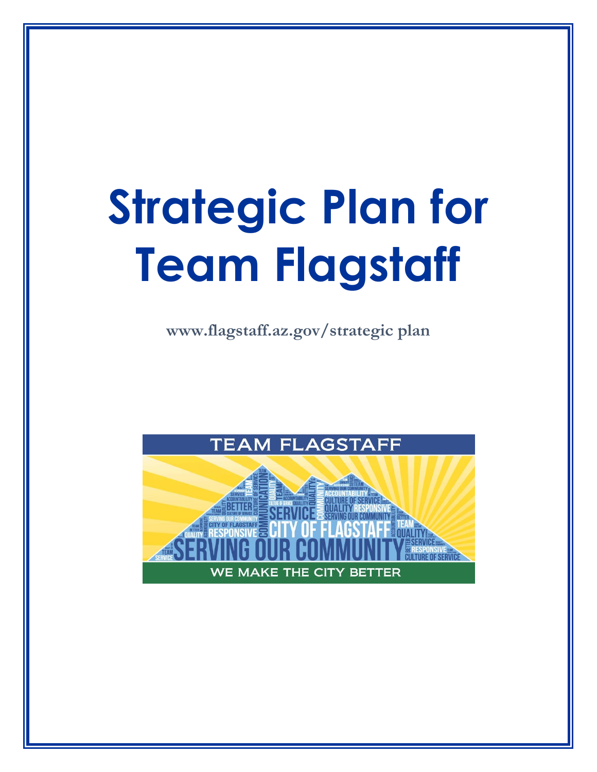# Strategic Plan for Team Flagstaff

**www.flagstaff.az.gov/strategic plan**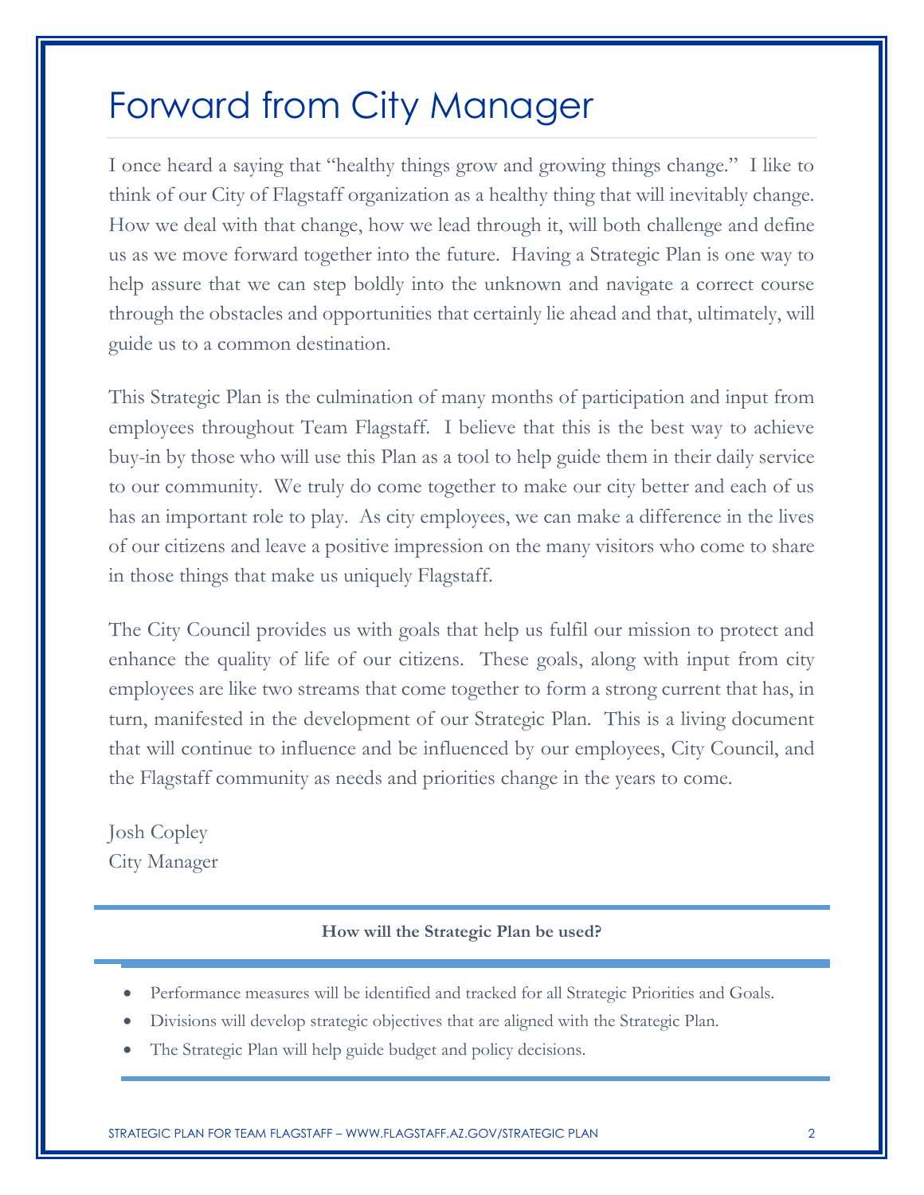# Forward from City Manager

I once heard a saying that "healthy things grow and growing things change." I like to think of our City of Flagstaff organization as a healthy thing that will inevitably change. How we deal with that change, how we lead through it, will both challenge and define us as we move forward together into the future. Having a Strategic Plan is one way to help assure that we can step boldly into the unknown and navigate a correct course through the obstacles and opportunities that certainly lie ahead and that, ultimately, will guide us to a common destination.

This Strategic Plan is the culmination of many months of participation and input from employees throughout Team Flagstaff. I believe that this is the best way to achieve buy-in by those who will use this Plan as a tool to help guide them in their daily service to our community. We truly do come together to make our city better and each of us has an important role to play. As city employees, we can make a difference in the lives of our citizens and leave a positive impression on the many visitors who come to share in those things that make us uniquely Flagstaff.

The City Council provides us with goals that help us fulfil our mission to protect and enhance the quality of life of our citizens. These goals, along with input from city employees are like two streams that come together to form a strong current that has, in turn, manifested in the development of our Strategic Plan. This is a living document that will continue to influence and be influenced by our employees, City Council, and the Flagstaff community as needs and priorities change in the years to come.

Josh Copley
City Manager

**How will the Strategic Plan be used?**

- Performance measures will be identified and tracked for all Strategic Priorities and Goals.
- Divisions will develop strategic objectives that are aligned with the Strategic Plan.
- The Strategic Plan will help guide budget and policy decisions.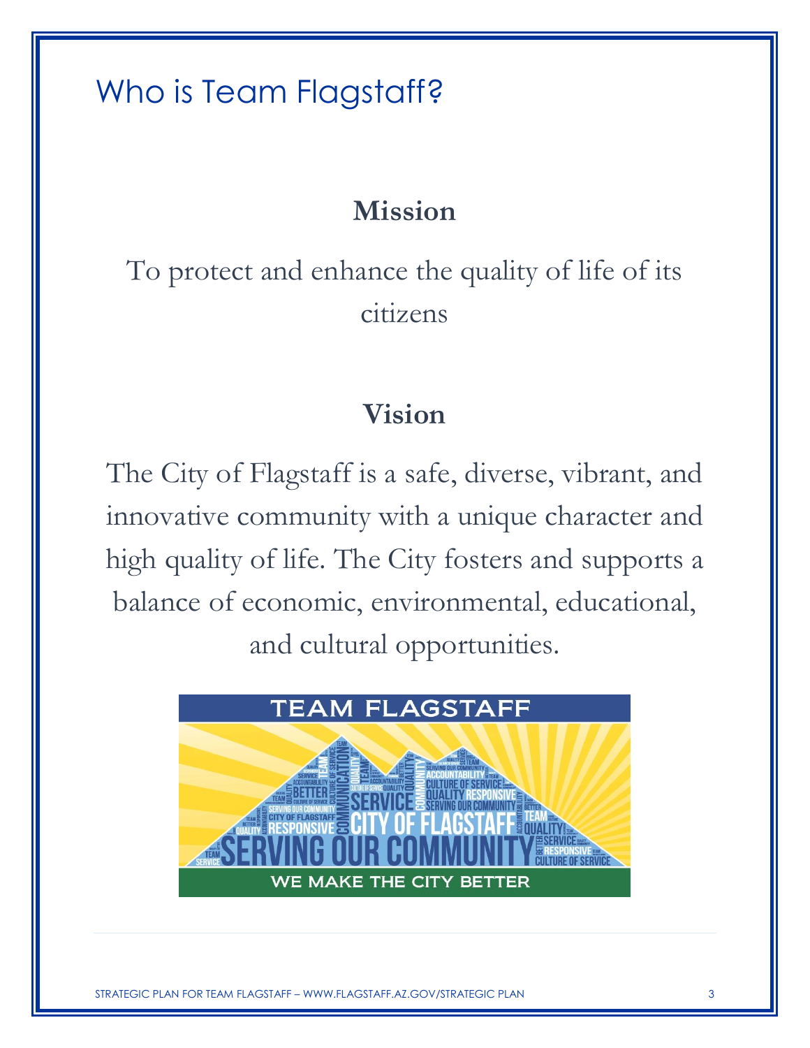# Who is Team Flagstaff?

## Mission

To protect and enhance the quality of life of its citizens

## Vision

The City of Flagstaff is a safe, diverse, vibrant, and innovative community with a unique character and high quality of life. The City fosters and supports a balance of economic, environmental, educational, and cultural opportunities.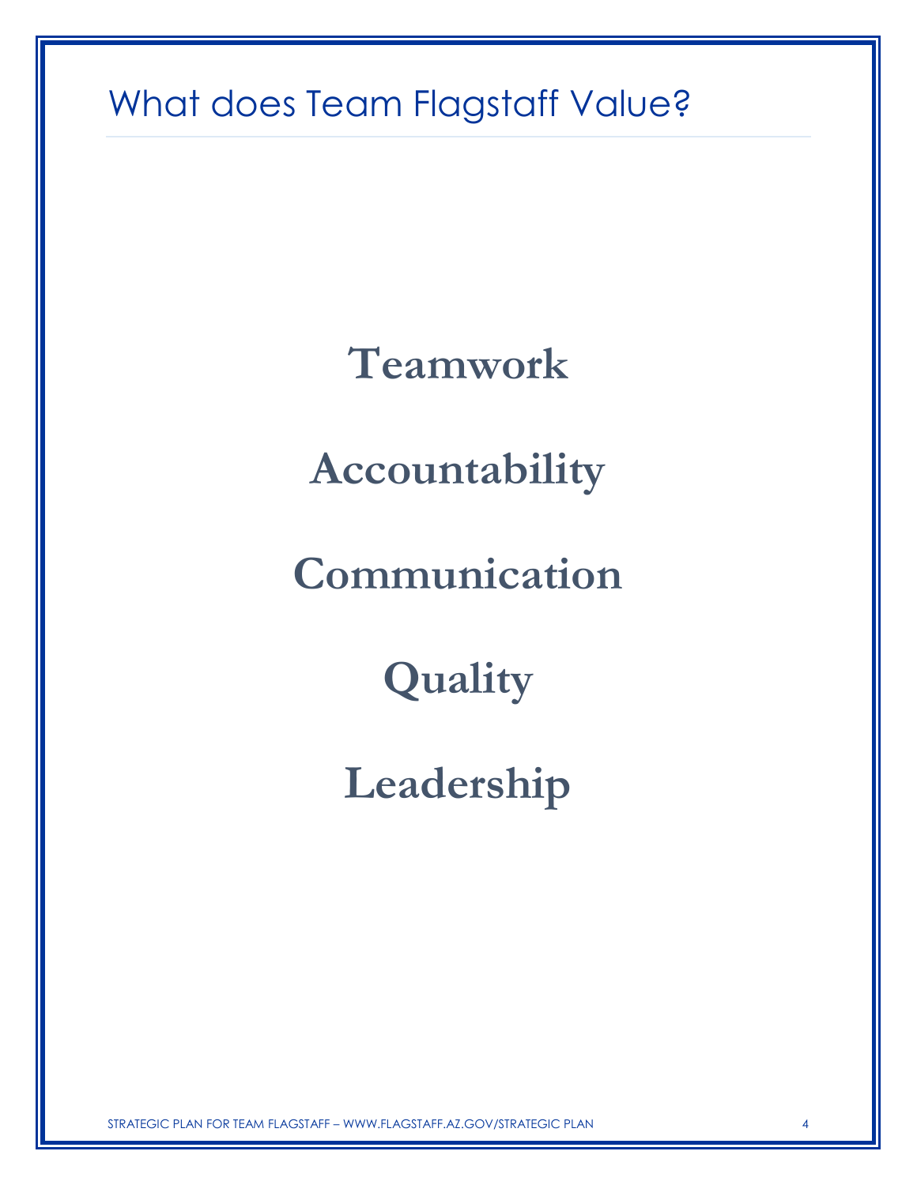# What does Team Flagstaff Value?

**Teamwork**

**Accountability**

**Communication**

**Quality**

**Leadership**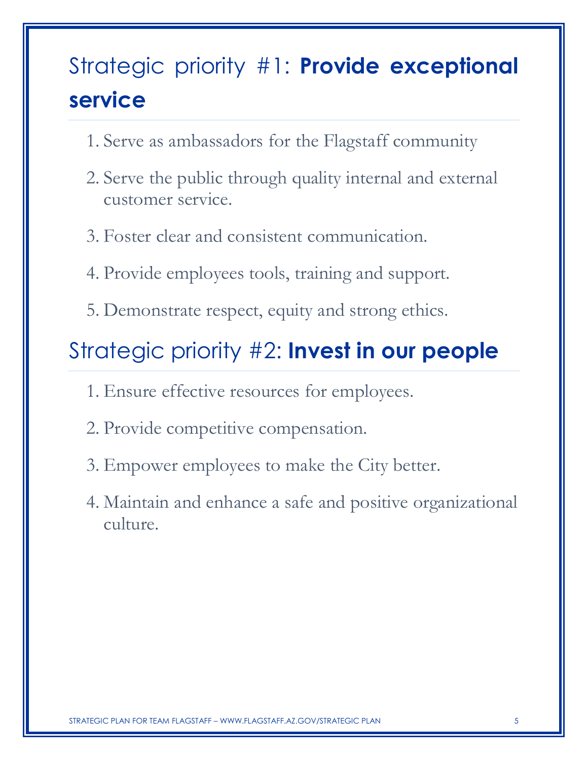## Strategic priority #1: **Provide exceptional service**

1. Serve as ambassadors for the Flagstaff community
2. Serve the public through quality internal and external customer service.
3. Foster clear and consistent communication.
4. Provide employees tools, training and support.
5. Demonstrate respect, equity and strong ethics.

## Strategic priority #2: **Invest in our people**

1. Ensure effective resources for employees.
2. Provide competitive compensation.
3. Empower employees to make the City better.
4. Maintain and enhance a safe and positive organizational culture.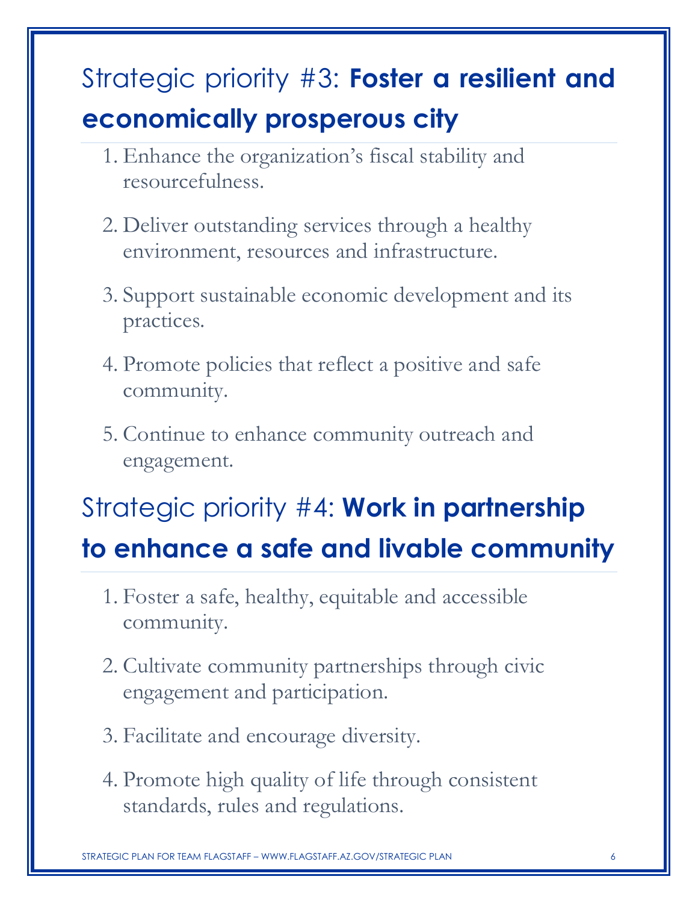## Strategic priority #3: **Foster a resilient and economically prosperous city**

1. Enhance the organization's fiscal stability and resourcefulness.

2. Deliver outstanding services through a healthy environment, resources and infrastructure.

3. Support sustainable economic development and its practices.

4. Promote policies that reflect a positive and safe community.

5. Continue to enhance community outreach and engagement.

## Strategic priority #4: **Work in partnership to enhance a safe and livable community**

1. Foster a safe, healthy, equitable and accessible community.

2. Cultivate community partnerships through civic engagement and participation.

3. Facilitate and encourage diversity.

4. Promote high quality of life through consistent standards, rules and regulations.